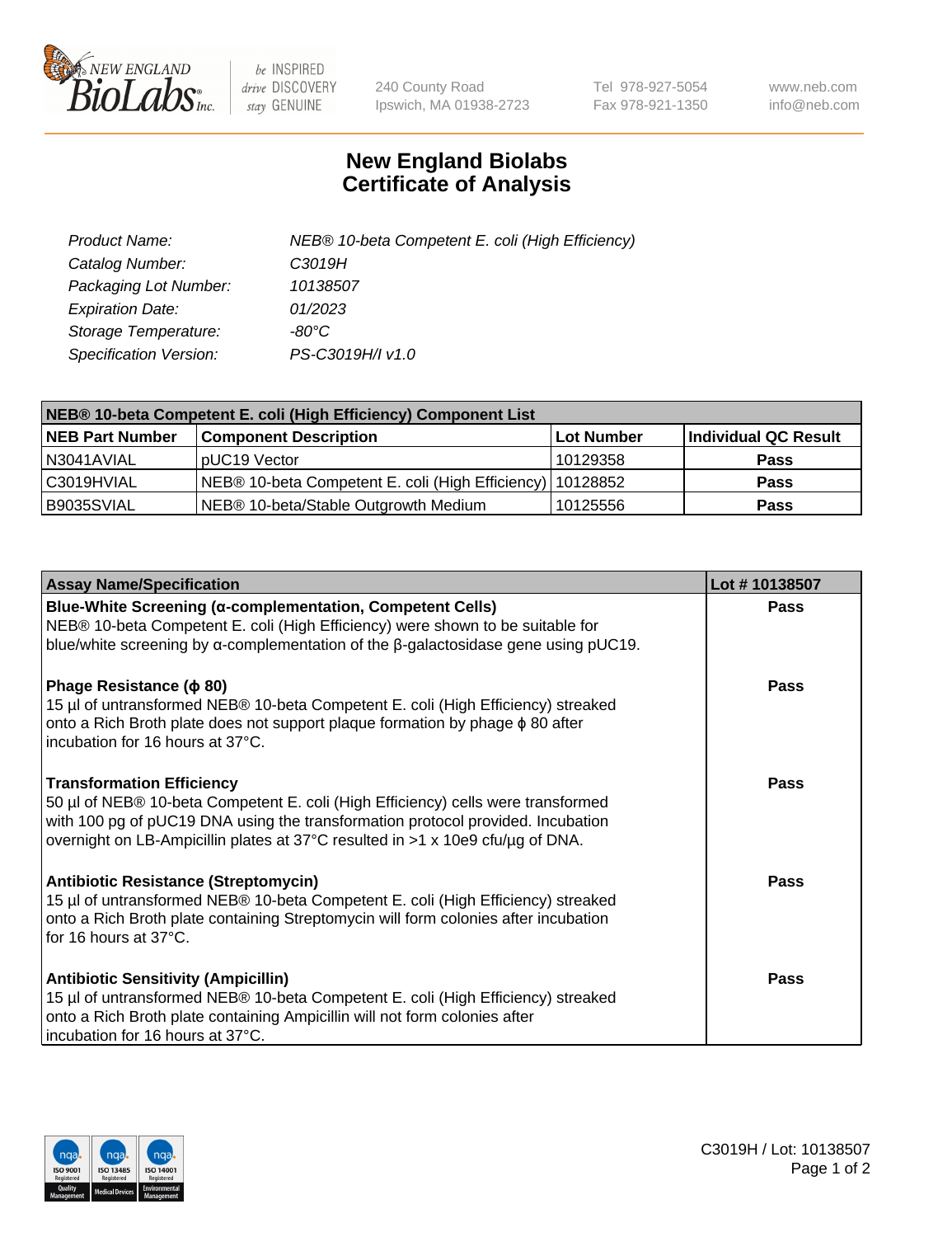# New England Biolabs Certificate of Analysis

| | |
|---|---|
| *Product Name:* | *NEB® 10-beta Competent E. coli (High Efficiency)* |
| *Catalog Number:* | *C3019H* |
| *Packaging Lot Number:* | *10138507* |
| *Expiration Date:* | *01/2023* |
| *Storage Temperature:* | *-80°C* |
| *Specification Version:* | *PS-C3019H/I v1.0* |

**NEB® 10-beta Competent E. coli (High Efficiency) Component List**

| NEB Part Number | Component Description | Lot Number | Individual QC Result |
|---|---|---|---|
| N3041AVIAL | pUC19 Vector | 10129358 | **Pass** |
| C3019HVIAL | NEB® 10-beta Competent E. coli (High Efficiency) | 10128852 | **Pass** |
| B9035SVIAL | NEB® 10-beta/Stable Outgrowth Medium | 10125556 | **Pass** |

| Assay Name/Specification | Lot # 10138507 |
|---|---|
| **Blue-White Screening (α-complementation, Competent Cells)** NEB® 10-beta Competent E. coli (High Efficiency) were shown to be suitable for blue/white screening by α-complementation of the β-galactosidase gene using pUC19. | **Pass** |
| **Phage Resistance (ϕ 80)** 15 µl of untransformed NEB® 10-beta Competent E. coli (High Efficiency) streaked onto a Rich Broth plate does not support plaque formation by phage ϕ 80 after incubation for 16 hours at 37°C. | **Pass** |
| **Transformation Efficiency** 50 µl of NEB® 10-beta Competent E. coli (High Efficiency) cells were transformed with 100 pg of pUC19 DNA using the transformation protocol provided. Incubation overnight on LB-Ampicillin plates at 37°C resulted in >1 x 10e9 cfu/µg of DNA. | **Pass** |
| **Antibiotic Resistance (Streptomycin)** 15 µl of untransformed NEB® 10-beta Competent E. coli (High Efficiency) streaked onto a Rich Broth plate containing Streptomycin will form colonies after incubation for 16 hours at 37°C. | **Pass** |
| **Antibiotic Sensitivity (Ampicillin)** 15 µl of untransformed NEB® 10-beta Competent E. coli (High Efficiency) streaked onto a Rich Broth plate containing Ampicillin will not form colonies after incubation for 16 hours at 37°C. | **Pass** |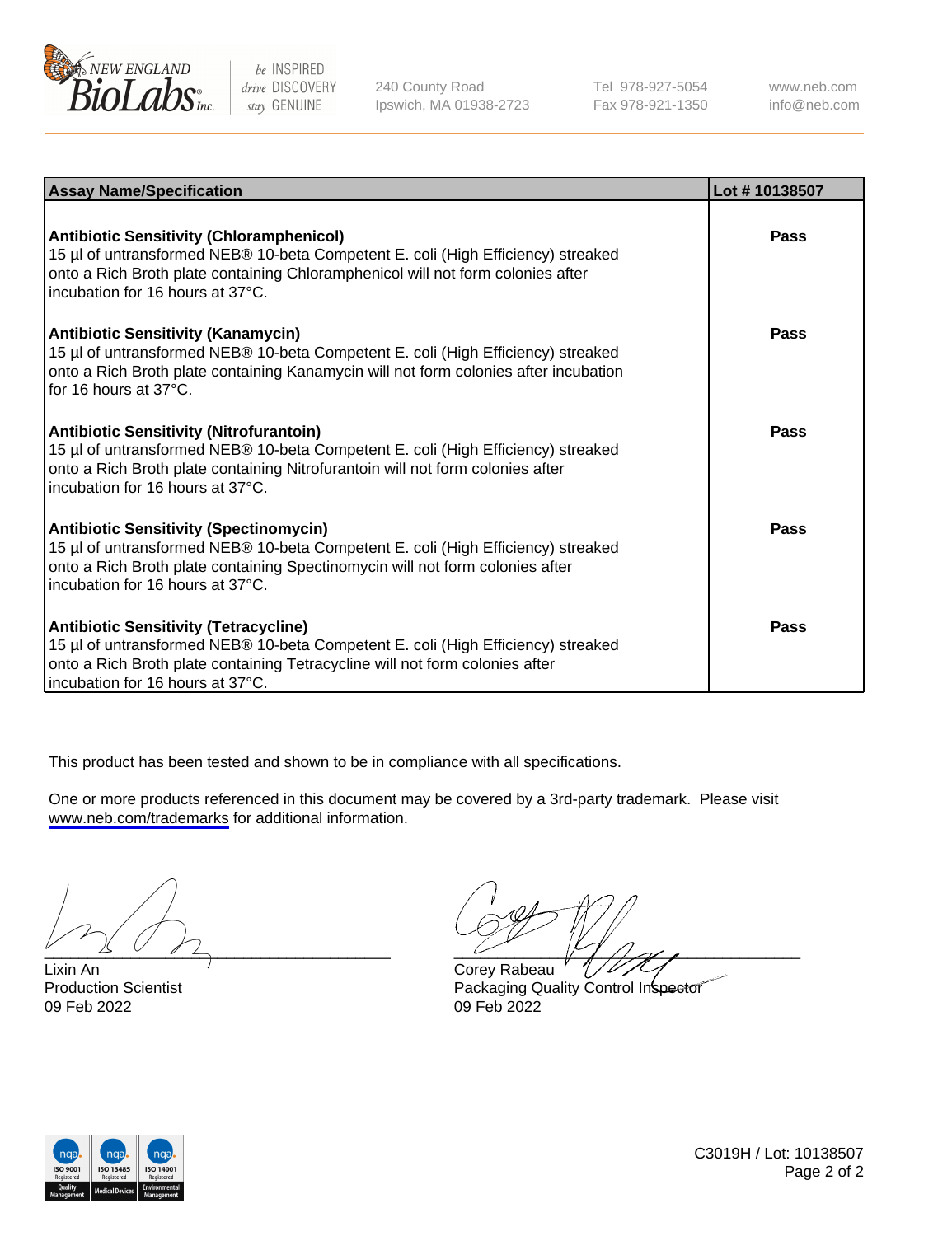| Assay Name/Specification | Lot # 10138507 |
|---|---|
| **Antibiotic Sensitivity (Chloramphenicol)**<br>15 µl of untransformed NEB® 10-beta Competent E. coli (High Efficiency) streaked onto a Rich Broth plate containing Chloramphenicol will not form colonies after incubation for 16 hours at 37°C. | Pass |
| **Antibiotic Sensitivity (Kanamycin)**<br>15 µl of untransformed NEB® 10-beta Competent E. coli (High Efficiency) streaked onto a Rich Broth plate containing Kanamycin will not form colonies after incubation for 16 hours at 37°C. | Pass |
| **Antibiotic Sensitivity (Nitrofurantoin)**<br>15 µl of untransformed NEB® 10-beta Competent E. coli (High Efficiency) streaked onto a Rich Broth plate containing Nitrofurantoin will not form colonies after incubation for 16 hours at 37°C. | Pass |
| **Antibiotic Sensitivity (Spectinomycin)**<br>15 µl of untransformed NEB® 10-beta Competent E. coli (High Efficiency) streaked onto a Rich Broth plate containing Spectinomycin will not form colonies after incubation for 16 hours at 37°C. | Pass |
| **Antibiotic Sensitivity (Tetracycline)**<br>15 µl of untransformed NEB® 10-beta Competent E. coli (High Efficiency) streaked onto a Rich Broth plate containing Tetracycline will not form colonies after incubation for 16 hours at 37°C. | Pass |

This product has been tested and shown to be in compliance with all specifications.

One or more products referenced in this document may be covered by a 3rd-party trademark. Please visit www.neb.com/trademarks for additional information.

Lixin An
Production Scientist
09 Feb 2022

Corey Rabeau
Packaging Quality Control Inspector
09 Feb 2022

C3019H / Lot: 10138507